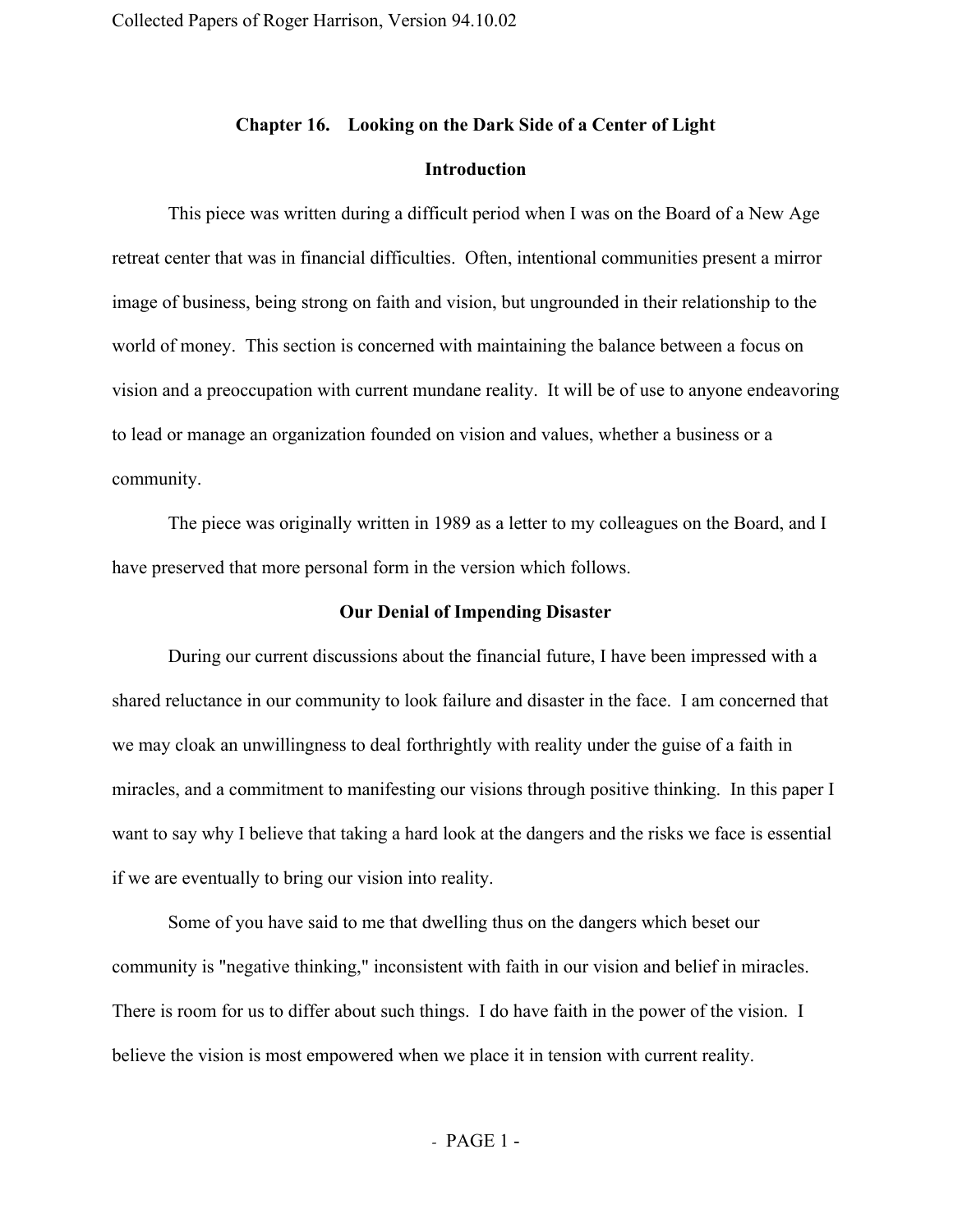# Chapter 16. Looking on the Dark Side of a Center of Light

## Introduction

This piece was written during a difficult period when I was on the Board of a New Age retreat center that was in financial difficulties. Often, intentional communities present a mirror image of business, being strong on faith and vision, but ungrounded in their relationship to the world of money. This section is concerned with maintaining the balance between a focus on vision and a preoccupation with current mundane reality. It will be of use to anyone endeavoring to lead or manage an organization founded on vision and values, whether a business or a community.

The piece was originally written in 1989 as a letter to my colleagues on the Board, and I have preserved that more personal form in the version which follows.

## Our Denial of Impending Disaster

During our current discussions about the financial future, I have been impressed with a shared reluctance in our community to look failure and disaster in the face. I am concerned that we may cloak an unwillingness to deal forthrightly with reality under the guise of a faith in miracles, and a commitment to manifesting our visions through positive thinking. In this paper I want to say why I believe that taking a hard look at the dangers and the risks we face is essential if we are eventually to bring our vision into reality.

Some of you have said to me that dwelling thus on the dangers which beset our community is "negative thinking," inconsistent with faith in our vision and belief in miracles. There is room for us to differ about such things. I do have faith in the power of the vision. I believe the vision is most empowered when we place it in tension with current reality.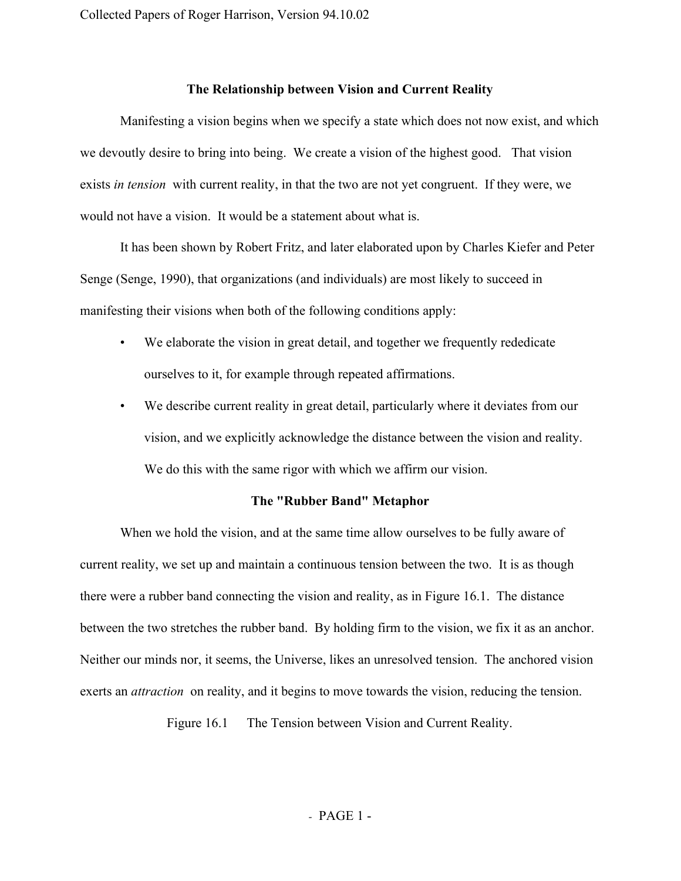## The Relationship between Vision and Current Reality

Manifesting a vision begins when we specify a state which does not now exist, and which we devoutly desire to bring into being. We create a vision of the highest good. That vision exists *in tension* with current reality, in that the two are not yet congruent. If they were, we would not have a vision. It would be a statement about what is.

It has been shown by Robert Fritz, and later elaborated upon by Charles Kiefer and Peter Senge (Senge, 1990), that organizations (and individuals) are most likely to succeed in manifesting their visions when both of the following conditions apply:

- We elaborate the vision in great detail, and together we frequently rededicate ourselves to it, for example through repeated affirmations.
- We describe current reality in great detail, particularly where it deviates from our vision, and we explicitly acknowledge the distance between the vision and reality. We do this with the same rigor with which we affirm our vision.

## The "Rubber Band" Metaphor

When we hold the vision, and at the same time allow ourselves to be fully aware of current reality, we set up and maintain a continuous tension between the two. It is as though there were a rubber band connecting the vision and reality, as in Figure 16.1. The distance between the two stretches the rubber band. By holding firm to the vision, we fix it as an anchor. Neither our minds nor, it seems, the Universe, likes an unresolved tension. The anchored vision exerts an *attraction* on reality, and it begins to move towards the vision, reducing the tension.

Figure 16.1 The Tension between Vision and Current Reality.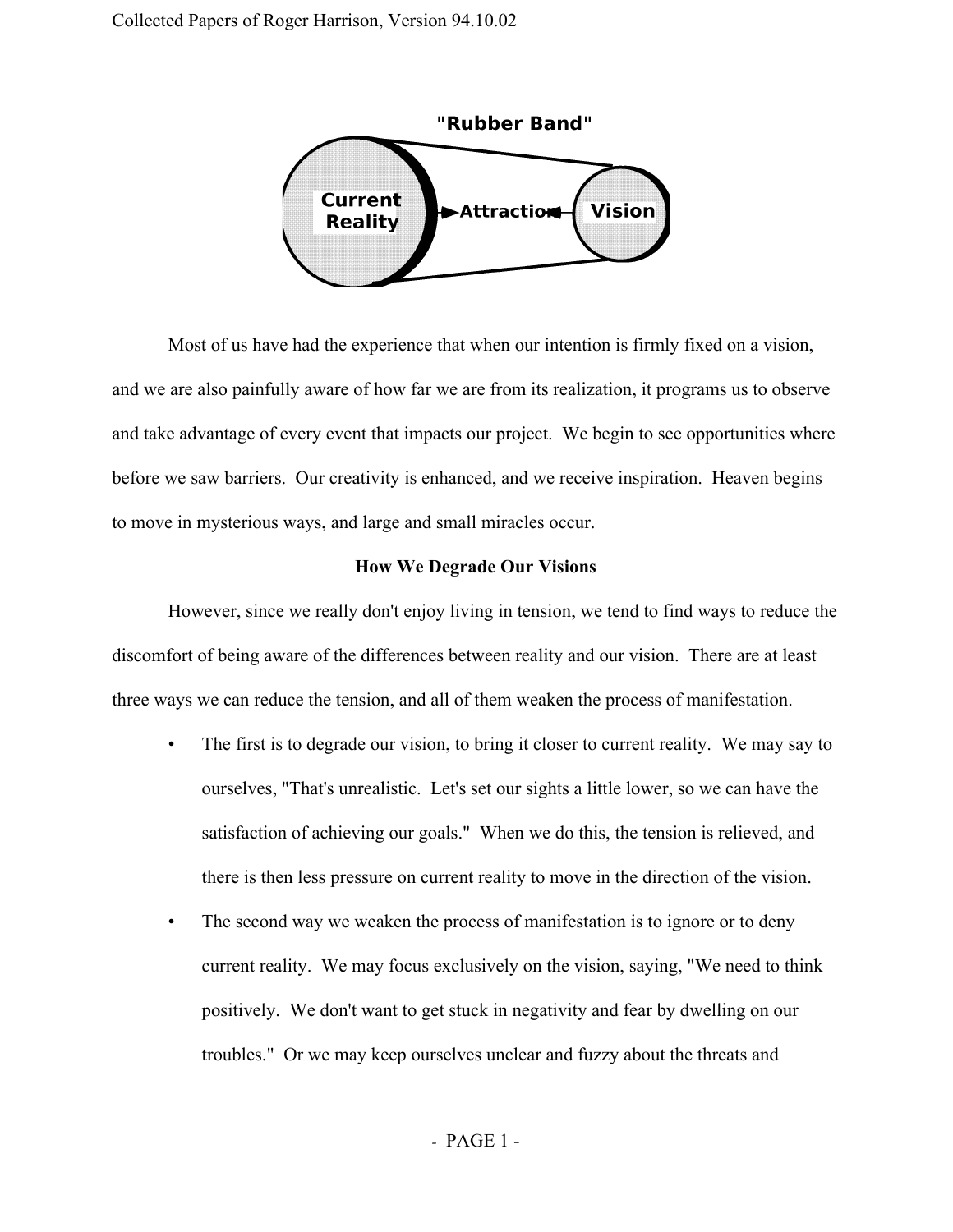"Rubber Band"

Current Reality → Attraction ← Vision

Most of us have had the experience that when our intention is firmly fixed on a vision, and we are also painfully aware of how far we are from its realization, it programs us to observe and take advantage of every event that impacts our project. We begin to see opportunities where before we saw barriers. Our creativity is enhanced, and we receive inspiration. Heaven begins to move in mysterious ways, and large and small miracles occur.

**How We Degrade Our Visions**

However, since we really don't enjoy living in tension, we tend to find ways to reduce the discomfort of being aware of the differences between reality and our vision. There are at least three ways we can reduce the tension, and all of them weaken the process of manifestation.

- The first is to degrade our vision, to bring it closer to current reality. We may say to ourselves, "That's unrealistic. Let's set our sights a little lower, so we can have the satisfaction of achieving our goals." When we do this, the tension is relieved, and there is then less pressure on current reality to move in the direction of the vision.
- The second way we weaken the process of manifestation is to ignore or to deny current reality. We may focus exclusively on the vision, saying, "We need to think positively. We don't want to get stuck in negativity and fear by dwelling on our troubles." Or we may keep ourselves unclear and fuzzy about the threats and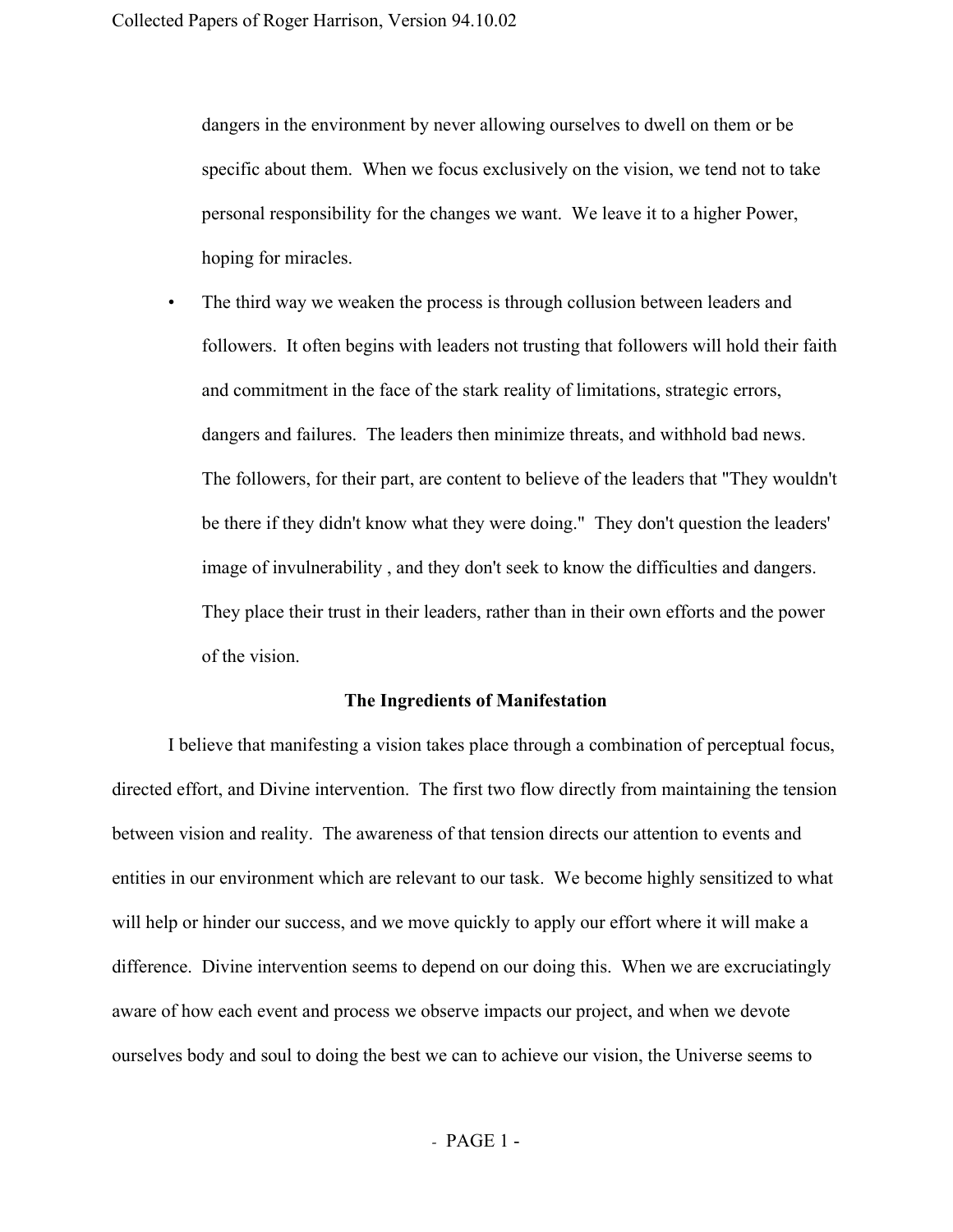dangers in the environment by never allowing ourselves to dwell on them or be specific about them. When we focus exclusively on the vision, we tend not to take personal responsibility for the changes we want. We leave it to a higher Power, hoping for miracles.

- The third way we weaken the process is through collusion between leaders and followers. It often begins with leaders not trusting that followers will hold their faith and commitment in the face of the stark reality of limitations, strategic errors, dangers and failures. The leaders then minimize threats, and withhold bad news. The followers, for their part, are content to believe of the leaders that "They wouldn't be there if they didn't know what they were doing." They don't question the leaders' image of invulnerability , and they don't seek to know the difficulties and dangers. They place their trust in their leaders, rather than in their own efforts and the power of the vision.

**The Ingredients of Manifestation**

I believe that manifesting a vision takes place through a combination of perceptual focus, directed effort, and Divine intervention. The first two flow directly from maintaining the tension between vision and reality. The awareness of that tension directs our attention to events and entities in our environment which are relevant to our task. We become highly sensitized to what will help or hinder our success, and we move quickly to apply our effort where it will make a difference. Divine intervention seems to depend on our doing this. When we are excruciatingly aware of how each event and process we observe impacts our project, and when we devote ourselves body and soul to doing the best we can to achieve our vision, the Universe seems to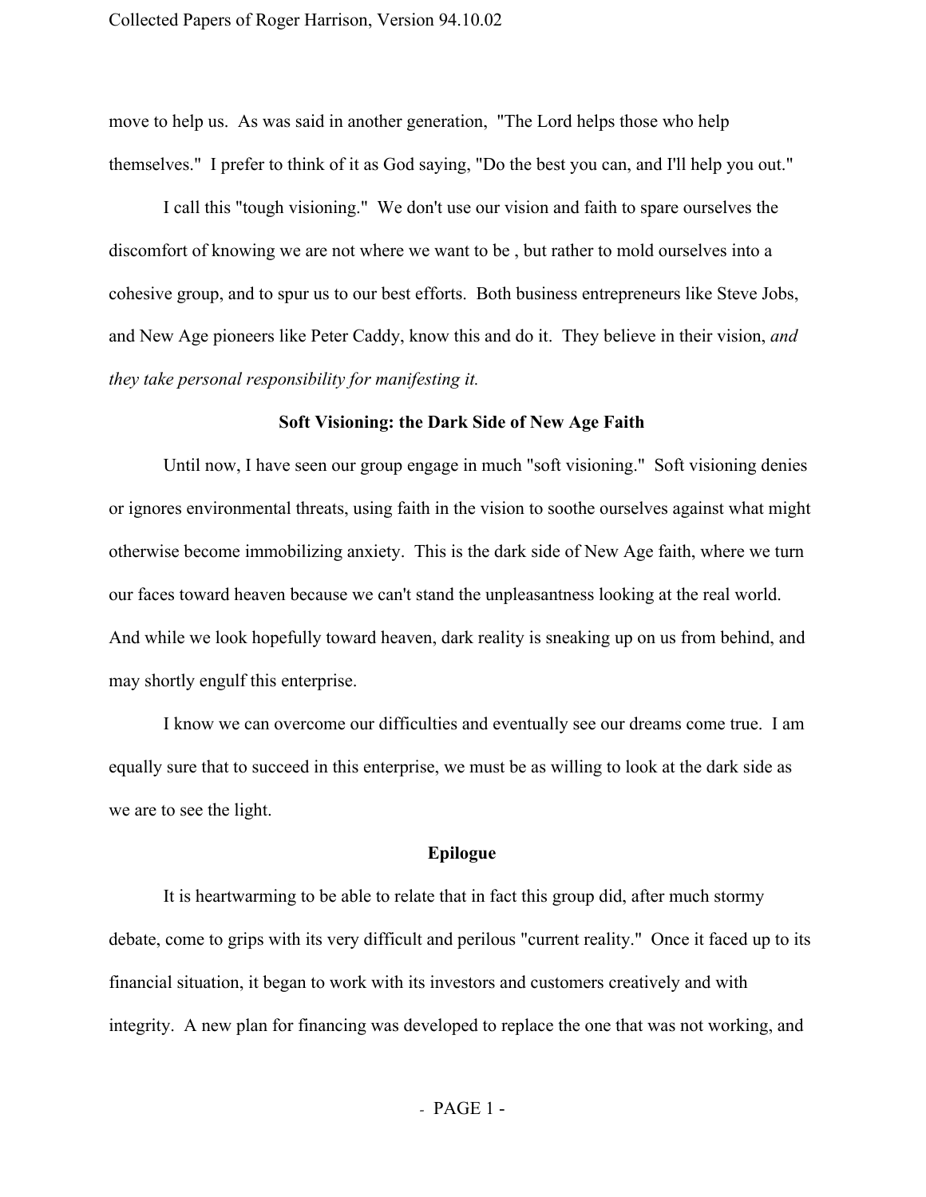move to help us. As was said in another generation, "The Lord helps those who help themselves." I prefer to think of it as God saying, "Do the best you can, and I'll help you out."

I call this "tough visioning." We don't use our vision and faith to spare ourselves the discomfort of knowing we are not where we want to be , but rather to mold ourselves into a cohesive group, and to spur us to our best efforts. Both business entrepreneurs like Steve Jobs, and New Age pioneers like Peter Caddy, know this and do it. They believe in their vision, *and they take personal responsibility for manifesting it.*

### Soft Visioning: the Dark Side of New Age Faith

Until now, I have seen our group engage in much "soft visioning." Soft visioning denies or ignores environmental threats, using faith in the vision to soothe ourselves against what might otherwise become immobilizing anxiety. This is the dark side of New Age faith, where we turn our faces toward heaven because we can't stand the unpleasantness looking at the real world. And while we look hopefully toward heaven, dark reality is sneaking up on us from behind, and may shortly engulf this enterprise.

I know we can overcome our difficulties and eventually see our dreams come true. I am equally sure that to succeed in this enterprise, we must be as willing to look at the dark side as we are to see the light.

### Epilogue

It is heartwarming to be able to relate that in fact this group did, after much stormy debate, come to grips with its very difficult and perilous "current reality." Once it faced up to its financial situation, it began to work with its investors and customers creatively and with integrity. A new plan for financing was developed to replace the one that was not working, and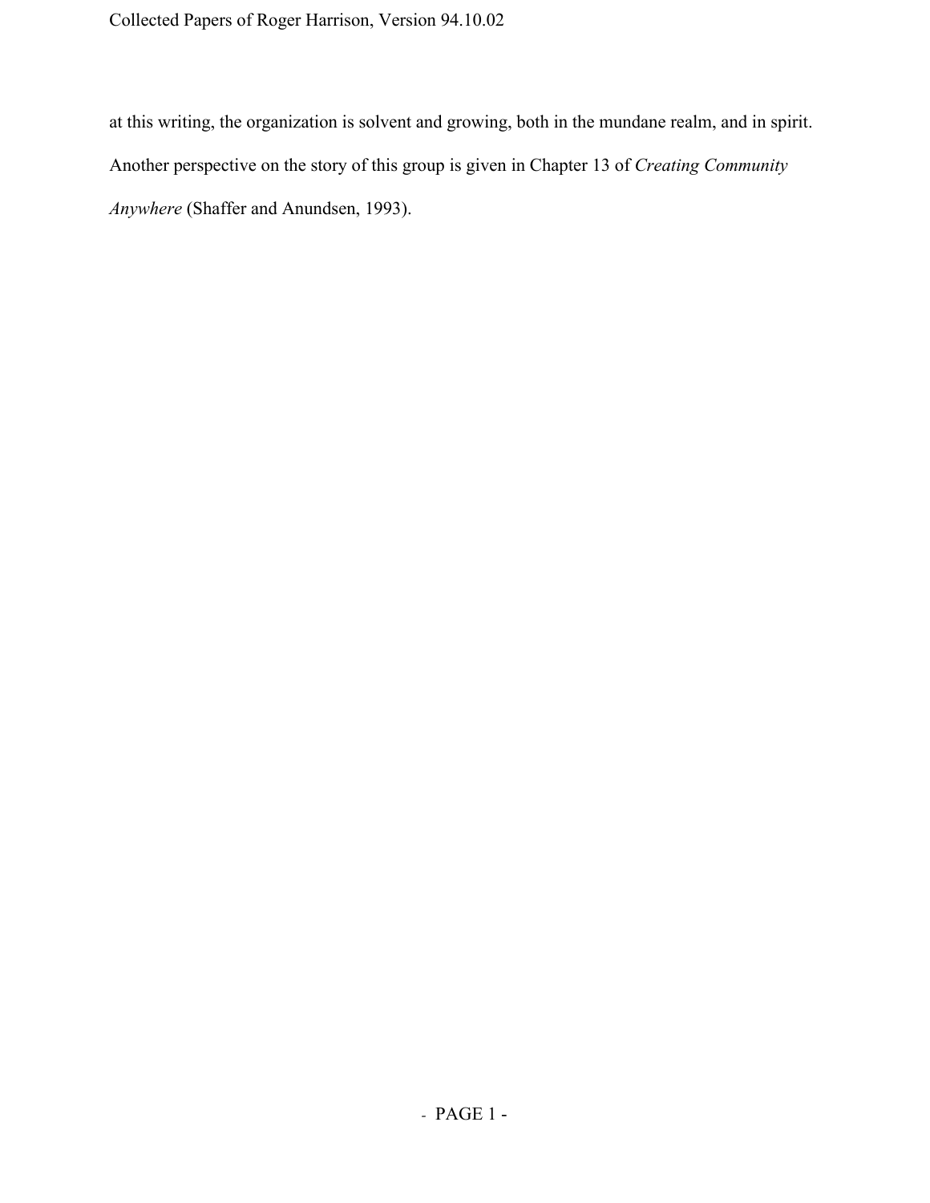at this writing, the organization is solvent and growing, both in the mundane realm, and in spirit. Another perspective on the story of this group is given in Chapter 13 of *Creating Community Anywhere* (Shaffer and Anundsen, 1993).